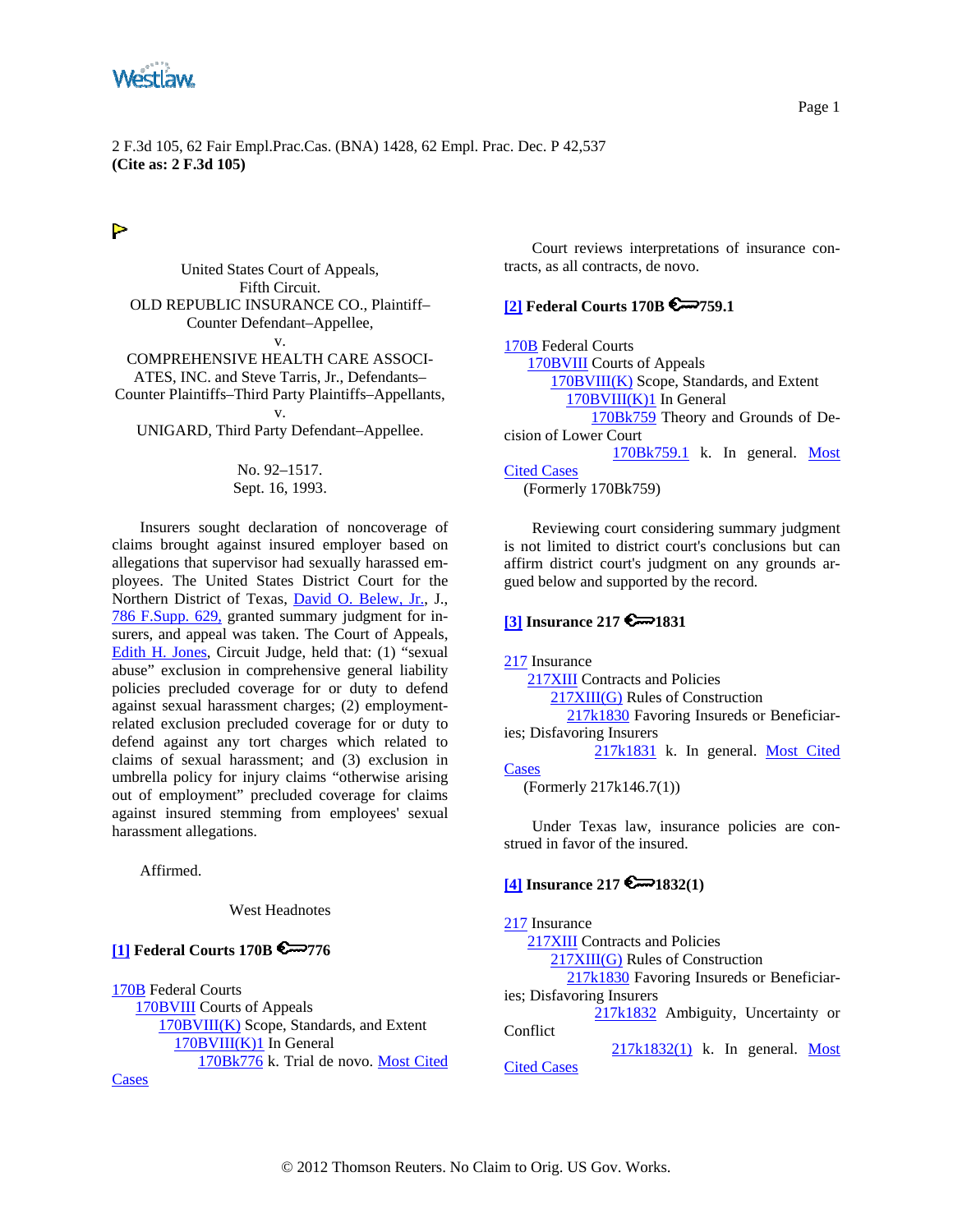2 F.3d 105, 62 Fair Empl.Prac.Cas. (BNA) 1428, 62 Empl. Prac. Dec. P 42,537
**(Cite as: 2 F.3d 105)**

United States Court of Appeals,
Fifth Circuit.
OLD REPUBLIC INSURANCE CO., Plaintiff–Counter Defendant–Appellee,
v.
COMPREHENSIVE HEALTH CARE ASSOCIATES, INC. and Steve Tarris, Jr., Defendants–Counter Plaintiffs–Third Party Plaintiffs–Appellants,
v.
UNIGARD, Third Party Defendant–Appellee.

No. 92–1517.
Sept. 16, 1993.

Insurers sought declaration of noncoverage of claims brought against insured employer based on allegations that supervisor had sexually harassed employees. The United States District Court for the Northern District of Texas, David O. Belew, Jr., J., 786 F.Supp. 629, granted summary judgment for insurers, and appeal was taken. The Court of Appeals, Edith H. Jones, Circuit Judge, held that: (1) "sexual abuse" exclusion in comprehensive general liability policies precluded coverage for or duty to defend against sexual harassment charges; (2) employment-related exclusion precluded coverage for or duty to defend against any tort charges which related to claims of sexual harassment; and (3) exclusion in umbrella policy for injury claims "otherwise arising out of employment" precluded coverage for claims against insured stemming from employees' sexual harassment allegations.

Affirmed.

West Headnotes

**[1] Federal Courts 170B 776**

170B Federal Courts
  170BVIII Courts of Appeals
    170BVIII(K) Scope, Standards, and Extent
      170BVIII(K)1 In General
        170Bk776 k. Trial de novo. Most Cited Cases

Court reviews interpretations of insurance contracts, as all contracts, de novo.

**[2] Federal Courts 170B 759.1**

170B Federal Courts
  170BVIII Courts of Appeals
    170BVIII(K) Scope, Standards, and Extent
      170BVIII(K)1 In General
        170Bk759 Theory and Grounds of Decision of Lower Court
          170Bk759.1 k. In general. Most Cited Cases
  (Formerly 170Bk759)

Reviewing court considering summary judgment is not limited to district court's conclusions but can affirm district court's judgment on any grounds argued below and supported by the record.

**[3] Insurance 217 1831**

217 Insurance
  217XIII Contracts and Policies
    217XIII(G) Rules of Construction
      217k1830 Favoring Insureds or Beneficiaries; Disfavoring Insurers
        217k1831 k. In general. Most Cited Cases
  (Formerly 217k146.7(1))

Under Texas law, insurance policies are construed in favor of the insured.

**[4] Insurance 217 1832(1)**

217 Insurance
  217XIII Contracts and Policies
    217XIII(G) Rules of Construction
      217k1830 Favoring Insureds or Beneficiaries; Disfavoring Insurers
        217k1832 Ambiguity, Uncertainty or Conflict
          217k1832(1) k. In general. Most Cited Cases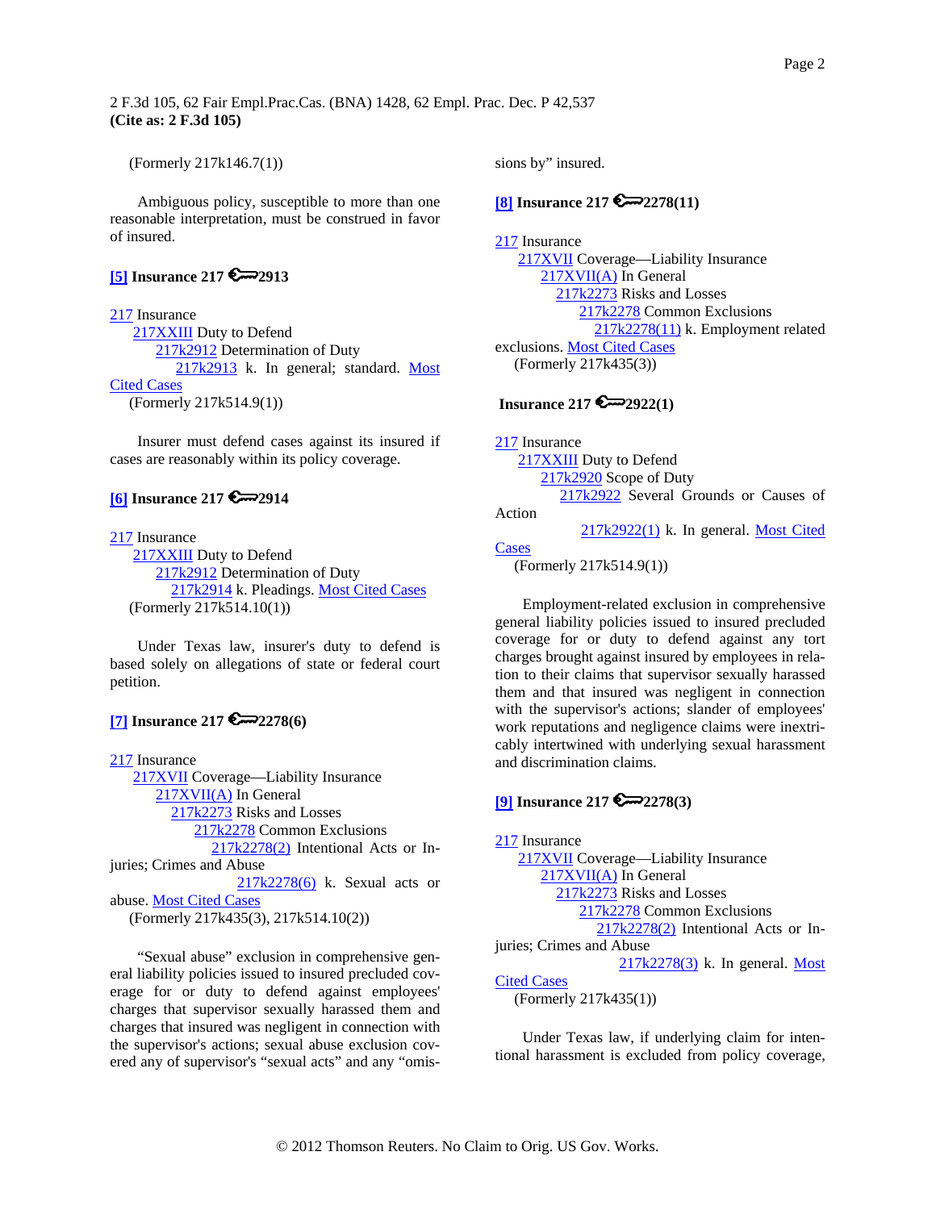(Formerly 217k146.7(1))

Ambiguous policy, susceptible to more than one reasonable interpretation, must be construed in favor of insured.

**[5] Insurance 217 2913**

217 Insurance
 217XXIII Duty to Defend
  217k2912 Determination of Duty
   217k2913 k. In general; standard. Most Cited Cases
 (Formerly 217k514.9(1))

Insurer must defend cases against its insured if cases are reasonably within its policy coverage.

**[6] Insurance 217 2914**

217 Insurance
 217XXIII Duty to Defend
  217k2912 Determination of Duty
   217k2914 k. Pleadings. Most Cited Cases
 (Formerly 217k514.10(1))

Under Texas law, insurer's duty to defend is based solely on allegations of state or federal court petition.

**[7] Insurance 217 2278(6)**

217 Insurance
 217XVII Coverage—Liability Insurance
  217XVII(A) In General
   217k2273 Risks and Losses
    217k2278 Common Exclusions
     217k2278(2) Intentional Acts or Injuries; Crimes and Abuse
      217k2278(6) k. Sexual acts or abuse. Most Cited Cases
 (Formerly 217k435(3), 217k514.10(2))

"Sexual abuse" exclusion in comprehensive general liability policies issued to insured precluded coverage for or duty to defend against employees' charges that supervisor sexually harassed them and charges that insured was negligent in connection with the supervisor's actions; sexual abuse exclusion covered any of supervisor's "sexual acts" and any "omissions by" insured.

**[8] Insurance 217 2278(11)**

217 Insurance
 217XVII Coverage—Liability Insurance
  217XVII(A) In General
   217k2273 Risks and Losses
    217k2278 Common Exclusions
     217k2278(11) k. Employment related exclusions. Most Cited Cases
 (Formerly 217k435(3))

**Insurance 217 2922(1)**

217 Insurance
 217XXIII Duty to Defend
  217k2920 Scope of Duty
   217k2922 Several Grounds or Causes of Action
    217k2922(1) k. In general. Most Cited Cases
 (Formerly 217k514.9(1))

Employment-related exclusion in comprehensive general liability policies issued to insured precluded coverage for or duty to defend against any tort charges brought against insured by employees in relation to their claims that supervisor sexually harassed them and that insured was negligent in connection with the supervisor's actions; slander of employees' work reputations and negligence claims were inextricably intertwined with underlying sexual harassment and discrimination claims.

**[9] Insurance 217 2278(3)**

217 Insurance
 217XVII Coverage—Liability Insurance
  217XVII(A) In General
   217k2273 Risks and Losses
    217k2278 Common Exclusions
     217k2278(2) Intentional Acts or Injuries; Crimes and Abuse
      217k2278(3) k. In general. Most Cited Cases
 (Formerly 217k435(1))

Under Texas law, if underlying claim for intentional harassment is excluded from policy coverage,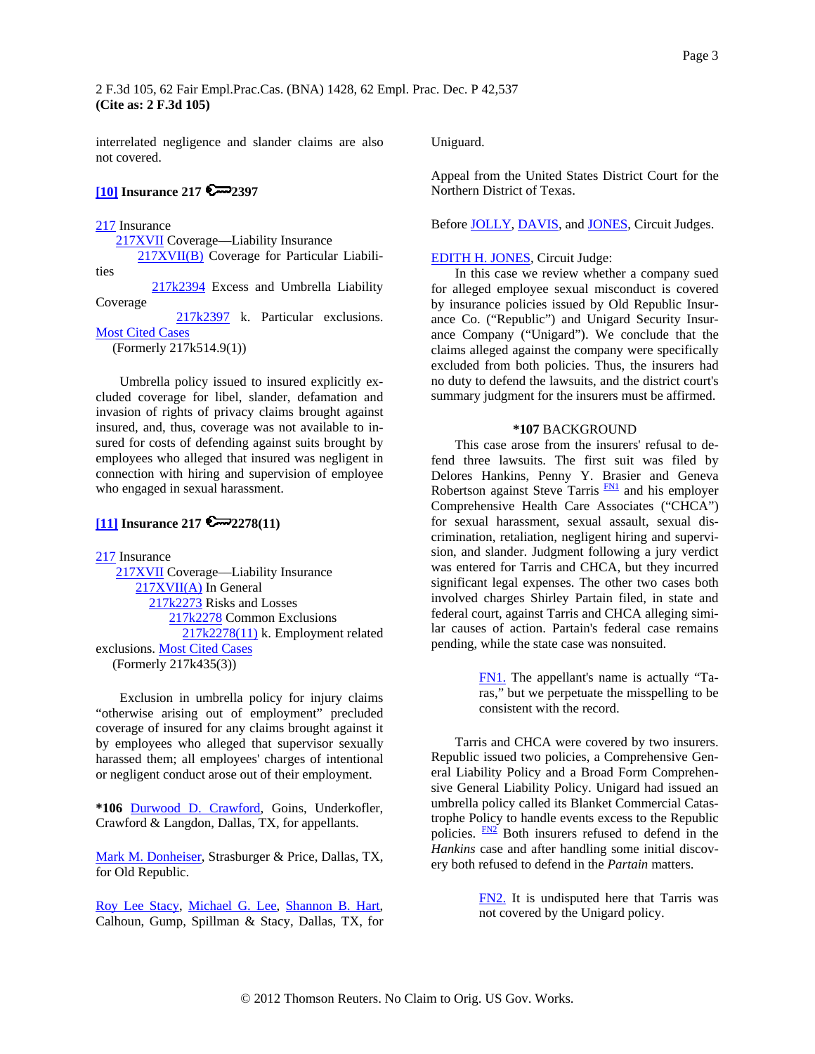interrelated negligence and slander claims are also not covered.

**[10] Insurance 217 2397**

217 Insurance
217XVII Coverage—Liability Insurance
217XVII(B) Coverage for Particular Liabilities
217k2394 Excess and Umbrella Liability Coverage
217k2397 k. Particular exclusions. Most Cited Cases
(Formerly 217k514.9(1))

Umbrella policy issued to insured explicitly excluded coverage for libel, slander, defamation and invasion of rights of privacy claims brought against insured, and, thus, coverage was not available to insured for costs of defending against suits brought by employees who alleged that insured was negligent in connection with hiring and supervision of employee who engaged in sexual harassment.

**[11] Insurance 217 2278(11)**

217 Insurance
217XVII Coverage—Liability Insurance
217XVII(A) In General
217k2273 Risks and Losses
217k2278 Common Exclusions
217k2278(11) k. Employment related exclusions. Most Cited Cases
(Formerly 217k435(3))

Exclusion in umbrella policy for injury claims "otherwise arising out of employment" precluded coverage of insured for any claims brought against it by employees who alleged that supervisor sexually harassed them; all employees' charges of intentional or negligent conduct arose out of their employment.

**\*106** Durwood D. Crawford, Goins, Underkofler, Crawford & Langdon, Dallas, TX, for appellants.

Mark M. Donheiser, Strasburger & Price, Dallas, TX, for Old Republic.

Roy Lee Stacy, Michael G. Lee, Shannon B. Hart, Calhoun, Gump, Spillman & Stacy, Dallas, TX, for Uniguard.

Appeal from the United States District Court for the Northern District of Texas.

Before JOLLY, DAVIS, and JONES, Circuit Judges.

EDITH H. JONES, Circuit Judge:

In this case we review whether a company sued for alleged employee sexual misconduct is covered by insurance policies issued by Old Republic Insurance Co. ("Republic") and Unigard Security Insurance Company ("Unigard"). We conclude that the claims alleged against the company were specifically excluded from both policies. Thus, the insurers had no duty to defend the lawsuits, and the district court's summary judgment for the insurers must be affirmed.

**\*107** BACKGROUND

This case arose from the insurers' refusal to defend three lawsuits. The first suit was filed by Delores Hankins, Penny Y. Brasier and Geneva Robertson against Steve Tarris [FN1] and his employer Comprehensive Health Care Associates ("CHCA") for sexual harassment, sexual assault, sexual discrimination, retaliation, negligent hiring and supervision, and slander. Judgment following a jury verdict was entered for Tarris and CHCA, but they incurred significant legal expenses. The other two cases both involved charges Shirley Partain filed, in state and federal court, against Tarris and CHCA alleging similar causes of action. Partain's federal case remains pending, while the state case was nonsuited.

FN1. The appellant's name is actually "Taras," but we perpetuate the misspelling to be consistent with the record.

Tarris and CHCA were covered by two insurers. Republic issued two policies, a Comprehensive General Liability Policy and a Broad Form Comprehensive General Liability Policy. Unigard had issued an umbrella policy called its Blanket Commercial Catastrophe Policy to handle events excess to the Republic policies. [FN2] Both insurers refused to defend in the *Hankins* case and after handling some initial discovery both refused to defend in the *Partain* matters.

FN2. It is undisputed here that Tarris was not covered by the Unigard policy.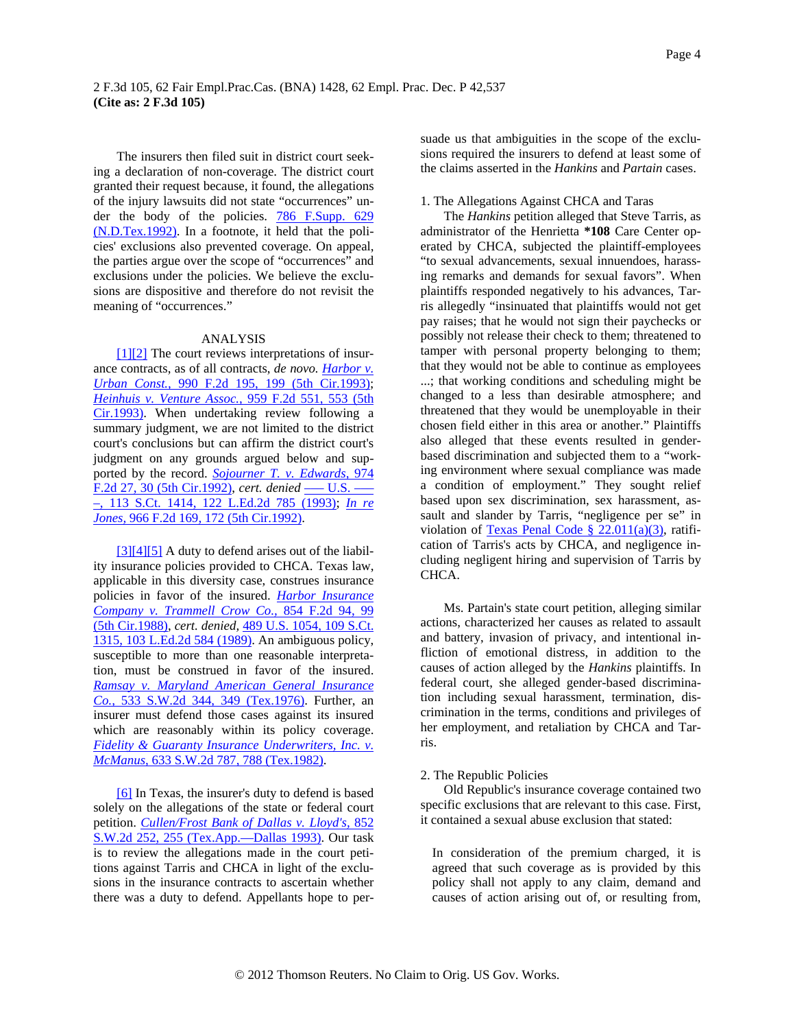The insurers then filed suit in district court seeking a declaration of non-coverage. The district court granted their request because, it found, the allegations of the injury lawsuits did not state "occurrences" under the body of the policies. 786 F.Supp. 629 (N.D.Tex.1992). In a footnote, it held that the policies' exclusions also prevented coverage. On appeal, the parties argue over the scope of "occurrences" and exclusions under the policies. We believe the exclusions are dispositive and therefore do not revisit the meaning of "occurrences."

ANALYSIS

[1][2] The court reviews interpretations of insurance contracts, as of all contracts, *de novo. Harbor v. Urban Const.*, 990 F.2d 195, 199 (5th Cir.1993); *Heinhuis v. Venture Assoc.*, 959 F.2d 551, 553 (5th Cir.1993). When undertaking review following a summary judgment, we are not limited to the district court's conclusions but can affirm the district court's judgment on any grounds argued below and supported by the record. *Sojourner T. v. Edwards*, 974 F.2d 27, 30 (5th Cir.1992), *cert. denied* ––– U.S. –––, 113 S.Ct. 1414, 122 L.Ed.2d 785 (1993); *In re Jones*, 966 F.2d 169, 172 (5th Cir.1992).

[3][4][5] A duty to defend arises out of the liability insurance policies provided to CHCA. Texas law, applicable in this diversity case, construes insurance policies in favor of the insured. *Harbor Insurance Company v. Trammell Crow Co.*, 854 F.2d 94, 99 (5th Cir.1988), *cert. denied*, 489 U.S. 1054, 109 S.Ct. 1315, 103 L.Ed.2d 584 (1989). An ambiguous policy, susceptible to more than one reasonable interpretation, must be construed in favor of the insured. *Ramsay v. Maryland American General Insurance Co.*, 533 S.W.2d 344, 349 (Tex.1976). Further, an insurer must defend those cases against its insured which are reasonably within its policy coverage. *Fidelity & Guaranty Insurance Underwriters, Inc. v. McManus*, 633 S.W.2d 787, 788 (Tex.1982).

[6] In Texas, the insurer's duty to defend is based solely on the allegations of the state or federal court petition. *Cullen/Frost Bank of Dallas v. Lloyd's*, 852 S.W.2d 252, 255 (Tex.App.—Dallas 1993). Our task is to review the allegations made in the court petitions against Tarris and CHCA in light of the exclusions in the insurance contracts to ascertain whether there was a duty to defend. Appellants hope to persuade us that ambiguities in the scope of the exclusions required the insurers to defend at least some of the claims asserted in the *Hankins* and *Partain* cases.

1. The Allegations Against CHCA and Taras

The *Hankins* petition alleged that Steve Tarris, as administrator of the Henrietta **\*108** Care Center operated by CHCA, subjected the plaintiff-employees "to sexual advancements, sexual innuendoes, harassing remarks and demands for sexual favors". When plaintiffs responded negatively to his advances, Tarris allegedly "insinuated that plaintiffs would not get pay raises; that he would not sign their paychecks or possibly not release their check to them; threatened to tamper with personal property belonging to them; that they would not be able to continue as employees ...; that working conditions and scheduling might be changed to a less than desirable atmosphere; and threatened that they would be unemployable in their chosen field either in this area or another." Plaintiffs also alleged that these events resulted in gender-based discrimination and subjected them to a "working environment where sexual compliance was made a condition of employment." They sought relief based upon sex discrimination, sex harassment, assault and slander by Tarris, "negligence per se" in violation of Texas Penal Code § 22.011(a)(3), ratification of Tarris's acts by CHCA, and negligence including negligent hiring and supervision of Tarris by CHCA.

Ms. Partain's state court petition, alleging similar actions, characterized her causes as related to assault and battery, invasion of privacy, and intentional infliction of emotional distress, in addition to the causes of action alleged by the *Hankins* plaintiffs. In federal court, she alleged gender-based discrimination including sexual harassment, termination, discrimination in the terms, conditions and privileges of her employment, and retaliation by CHCA and Tarris.

2. The Republic Policies

Old Republic's insurance coverage contained two specific exclusions that are relevant to this case. First, it contained a sexual abuse exclusion that stated:

> In consideration of the premium charged, it is agreed that such coverage as is provided by this policy shall not apply to any claim, demand and causes of action arising out of, or resulting from,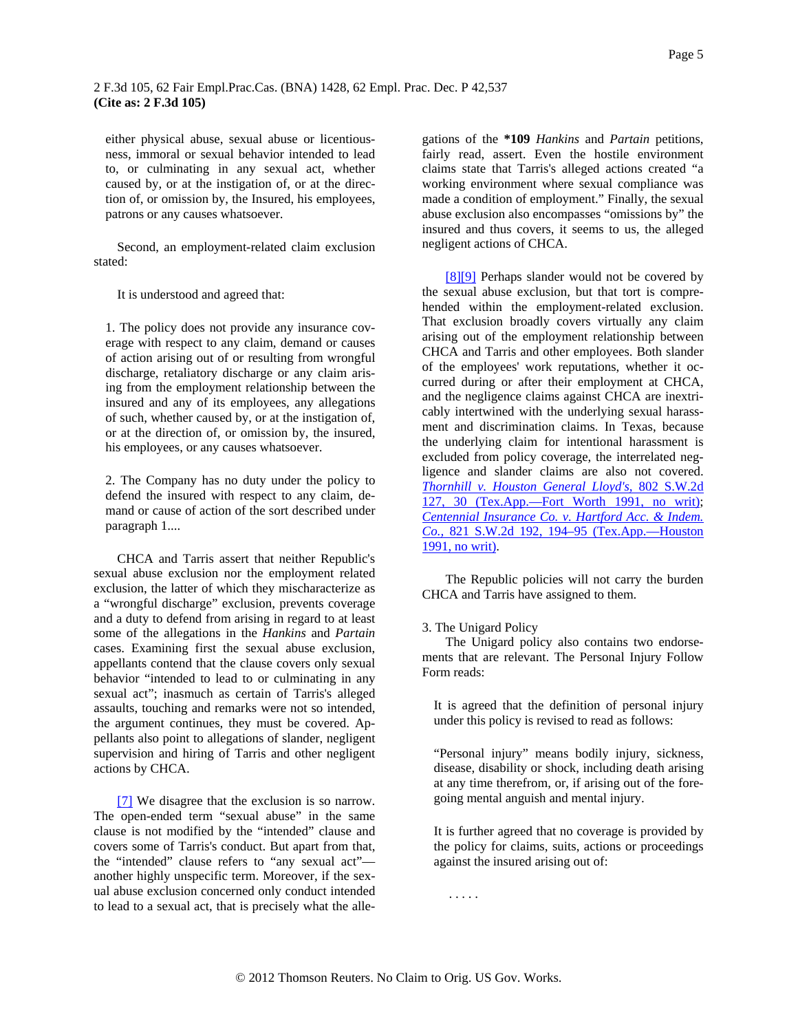either physical abuse, sexual abuse or licentiousness, immoral or sexual behavior intended to lead to, or culminating in any sexual act, whether caused by, or at the instigation of, or at the direction of, or omission by, the Insured, his employees, patrons or any causes whatsoever.

Second, an employment-related claim exclusion stated:

> It is understood and agreed that:
>
> 1. The policy does not provide any insurance coverage with respect to any claim, demand or causes of action arising out of or resulting from wrongful discharge, retaliatory discharge or any claim arising from the employment relationship between the insured and any of its employees, any allegations of such, whether caused by, or at the instigation of, or at the direction of, or omission by, the insured, his employees, or any causes whatsoever.
>
> 2. The Company has no duty under the policy to defend the insured with respect to any claim, demand or cause of action of the sort described under paragraph 1....

CHCA and Tarris assert that neither Republic's sexual abuse exclusion nor the employment related exclusion, the latter of which they mischaracterize as a "wrongful discharge" exclusion, prevents coverage and a duty to defend from arising in regard to at least some of the allegations in the *Hankins* and *Partain* cases. Examining first the sexual abuse exclusion, appellants contend that the clause covers only sexual behavior "intended to lead to or culminating in any sexual act"; inasmuch as certain of Tarris's alleged assaults, touching and remarks were not so intended, the argument continues, they must be covered. Appellants also point to allegations of slander, negligent supervision and hiring of Tarris and other negligent actions by CHCA.

[7] We disagree that the exclusion is so narrow. The open-ended term "sexual abuse" in the same clause is not modified by the "intended" clause and covers some of Tarris's conduct. But apart from that, the "intended" clause refers to "any sexual act"—another highly unspecific term. Moreover, if the sexual abuse exclusion concerned only conduct intended to lead to a sexual act, that is precisely what the allegations of the **\*109** *Hankins* and *Partain* petitions, fairly read, assert. Even the hostile environment claims state that Tarris's alleged actions created "a working environment where sexual compliance was made a condition of employment." Finally, the sexual abuse exclusion also encompasses "omissions by" the insured and thus covers, it seems to us, the alleged negligent actions of CHCA.

[8][9] Perhaps slander would not be covered by the sexual abuse exclusion, but that tort is comprehended within the employment-related exclusion. That exclusion broadly covers virtually any claim arising out of the employment relationship between CHCA and Tarris and other employees. Both slander of the employees' work reputations, whether it occurred during or after their employment at CHCA, and the negligence claims against CHCA are inextricably intertwined with the underlying sexual harassment and discrimination claims. In Texas, because the underlying claim for intentional harassment is excluded from policy coverage, the interrelated negligence and slander claims are also not covered. *Thornhill v. Houston General Lloyd's,* 802 S.W.2d 127, 30 (Tex.App.—Fort Worth 1991, no writ); *Centennial Insurance Co. v. Hartford Acc. & Indem. Co.,* 821 S.W.2d 192, 194–95 (Tex.App.—Houston 1991, no writ).

The Republic policies will not carry the burden CHCA and Tarris have assigned to them.

3. The Unigard Policy

The Unigard policy also contains two endorsements that are relevant. The Personal Injury Follow Form reads:

> It is agreed that the definition of personal injury under this policy is revised to read as follows:
>
> "Personal injury" means bodily injury, sickness, disease, disability or shock, including death arising at any time therefrom, or, if arising out of the foregoing mental anguish and mental injury.
>
> It is further agreed that no coverage is provided by the policy for claims, suits, actions or proceedings against the insured arising out of:
>
> .....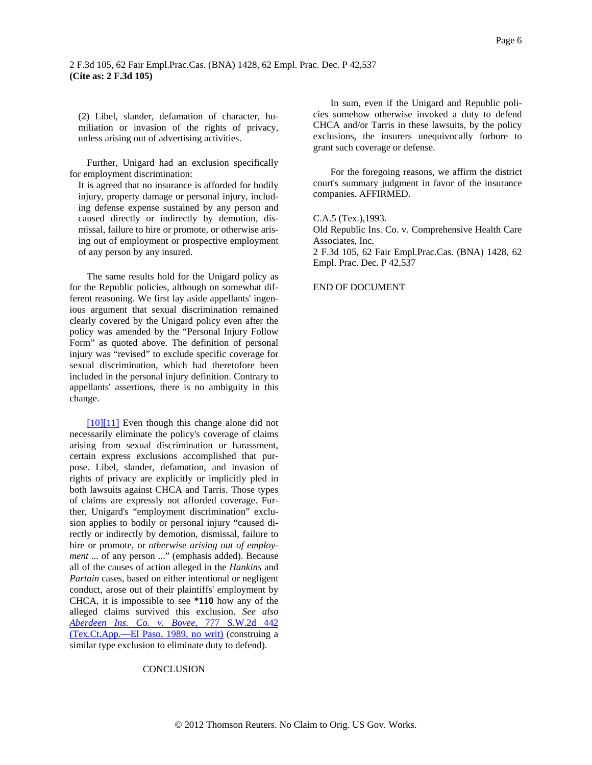(2) Libel, slander, defamation of character, humiliation or invasion of the rights of privacy, unless arising out of advertising activities.

Further, Unigard had an exclusion specifically for employment discrimination:

It is agreed that no insurance is afforded for bodily injury, property damage or personal injury, including defense expense sustained by any person and caused directly or indirectly by demotion, dismissal, failure to hire or promote, or otherwise arising out of employment or prospective employment of any person by any insured.

The same results hold for the Unigard policy as for the Republic policies, although on somewhat different reasoning. We first lay aside appellants' ingenious argument that sexual discrimination remained clearly covered by the Unigard policy even after the policy was amended by the "Personal Injury Follow Form" as quoted above. The definition of personal injury was "revised" to exclude specific coverage for sexual discrimination, which had theretofore been included in the personal injury definition. Contrary to appellants' assertions, there is no ambiguity in this change.

[10][11] Even though this change alone did not necessarily eliminate the policy's coverage of claims arising from sexual discrimination or harassment, certain express exclusions accomplished that purpose. Libel, slander, defamation, and invasion of rights of privacy are explicitly or implicitly pled in both lawsuits against CHCA and Tarris. Those types of claims are expressly not afforded coverage. Further, Unigard's "employment discrimination" exclusion applies to bodily or personal injury "caused directly or indirectly by demotion, dismissal, failure to hire or promote, or *otherwise arising out of employment* ... of any person ..." (emphasis added). Because all of the causes of action alleged in the *Hankins* and *Partain* cases, based on either intentional or negligent conduct, arose out of their plaintiffs' employment by CHCA, it is impossible to see **\*110** how any of the alleged claims survived this exclusion. *See also Aberdeen Ins. Co. v. Bovee,* 777 S.W.2d 442 (Tex.Ct.App.—El Paso, 1989, no writ) (construing a similar type exclusion to eliminate duty to defend).

## CONCLUSION

In sum, even if the Unigard and Republic policies somehow otherwise invoked a duty to defend CHCA and/or Tarris in these lawsuits, by the policy exclusions, the insurers unequivocally forbore to grant such coverage or defense.

For the foregoing reasons, we affirm the district court's summary judgment in favor of the insurance companies. AFFIRMED.

C.A.5 (Tex.),1993.
Old Republic Ins. Co. v. Comprehensive Health Care Associates, Inc.
2 F.3d 105, 62 Fair Empl.Prac.Cas. (BNA) 1428, 62 Empl. Prac. Dec. P 42,537

END OF DOCUMENT